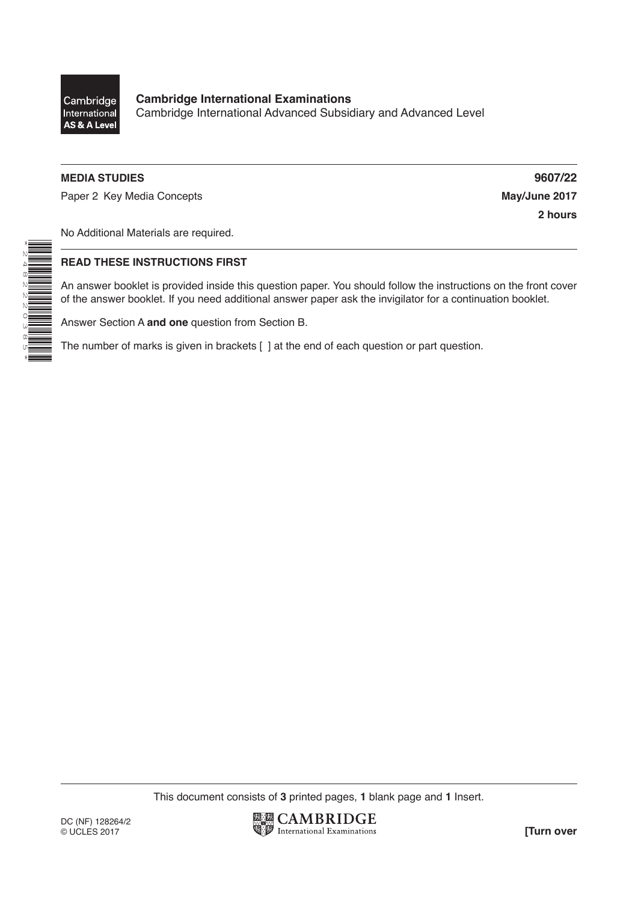Cambridge International AS & A Level

**Cambridge International Examinations**
Cambridge International Advanced Subsidiary and Advanced Level

**MEDIA STUDIES** **9607/22**

Paper 2 Key Media Concepts **May/June 2017**

**2 hours**

No Additional Materials are required.

**READ THESE INSTRUCTIONS FIRST**

An answer booklet is provided inside this question paper. You should follow the instructions on the front cover of the answer booklet. If you need additional answer paper ask the invigilator for a continuation booklet.

Answer Section A **and one** question from Section B.

The number of marks is given in brackets [ ] at the end of each question or part question.

This document consists of **3** printed pages, **1** blank page and **1** Insert.

DC (NF) 128264/2
© UCLES 2017

**[Turn over**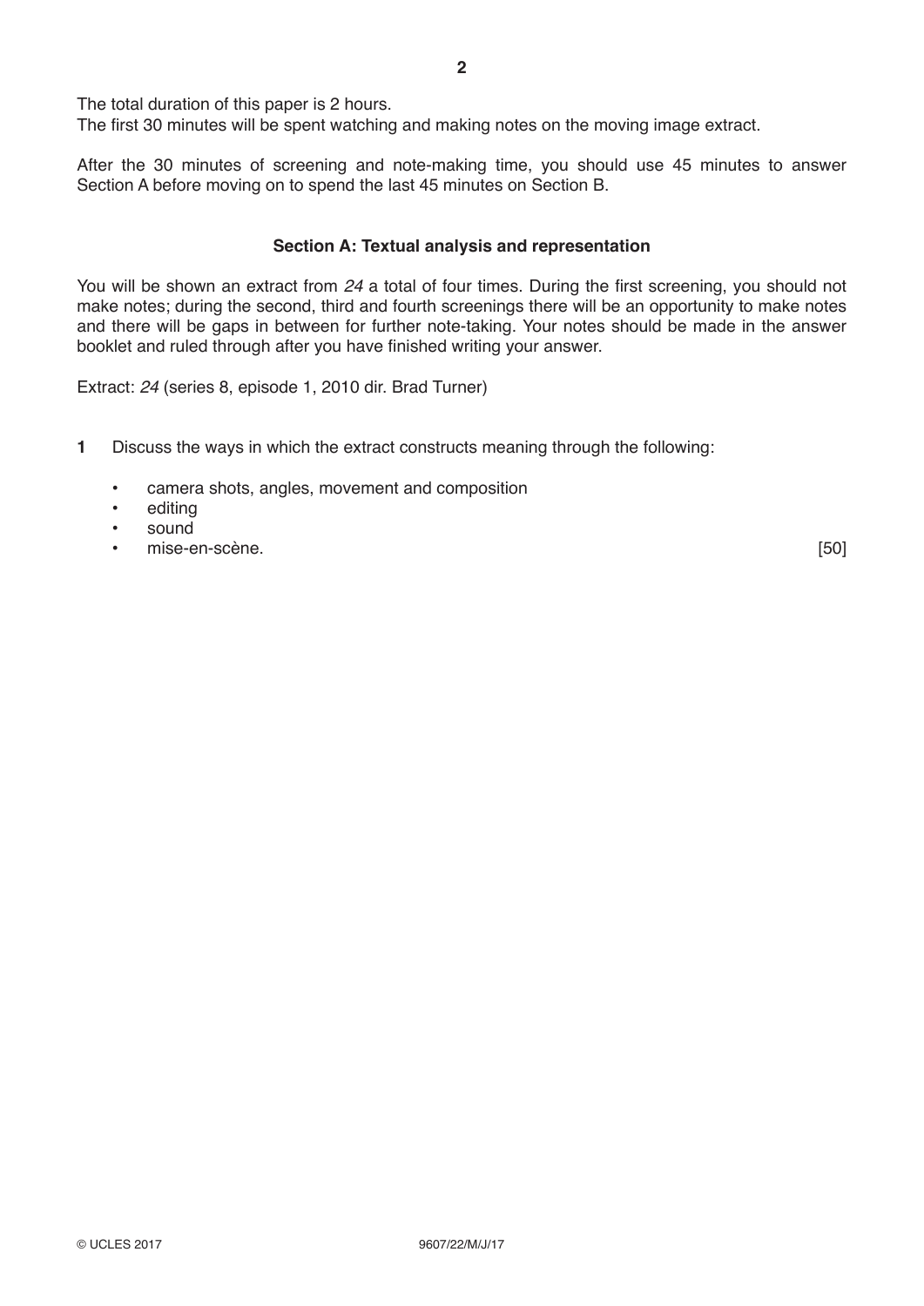The total duration of this paper is 2 hours.
The first 30 minutes will be spent watching and making notes on the moving image extract.

After the 30 minutes of screening and note-making time, you should use 45 minutes to answer Section A before moving on to spend the last 45 minutes on Section B.

## Section A: Textual analysis and representation

You will be shown an extract from *24* a total of four times. During the first screening, you should not make notes; during the second, third and fourth screenings there will be an opportunity to make notes and there will be gaps in between for further note-taking. Your notes should be made in the answer booklet and ruled through after you have finished writing your answer.

Extract: *24* (series 8, episode 1, 2010 dir. Brad Turner)

**1** Discuss the ways in which the extract constructs meaning through the following:

- camera shots, angles, movement and composition
- editing
- sound
- mise-en-scène. [50]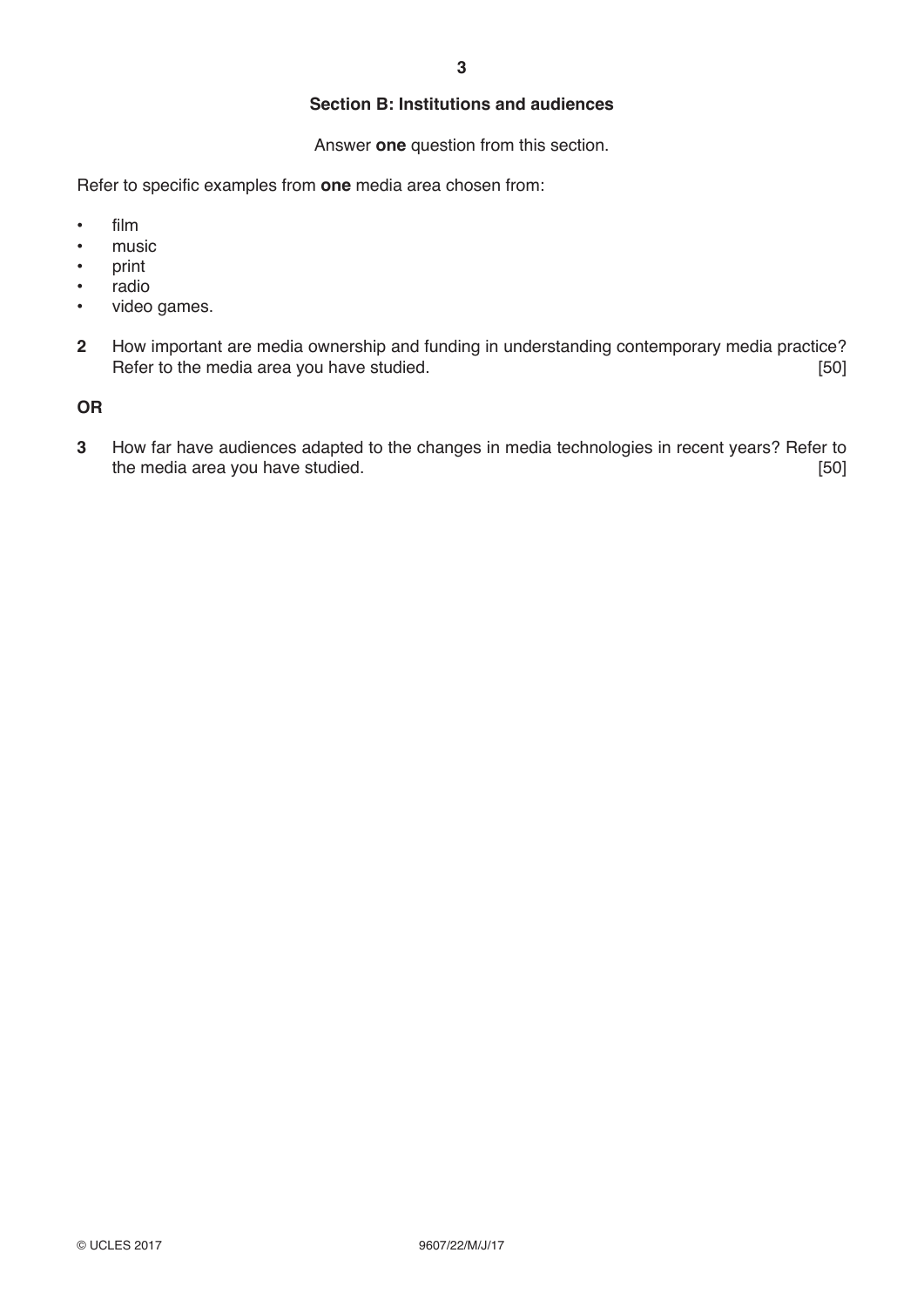## Section B: Institutions and audiences

Answer **one** question from this section.

Refer to specific examples from **one** media area chosen from:

- film
- music
- print
- radio
- video games.

**2** How important are media ownership and funding in understanding contemporary media practice? Refer to the media area you have studied. [50]

**OR**

**3** How far have audiences adapted to the changes in media technologies in recent years? Refer to the media area you have studied. [50]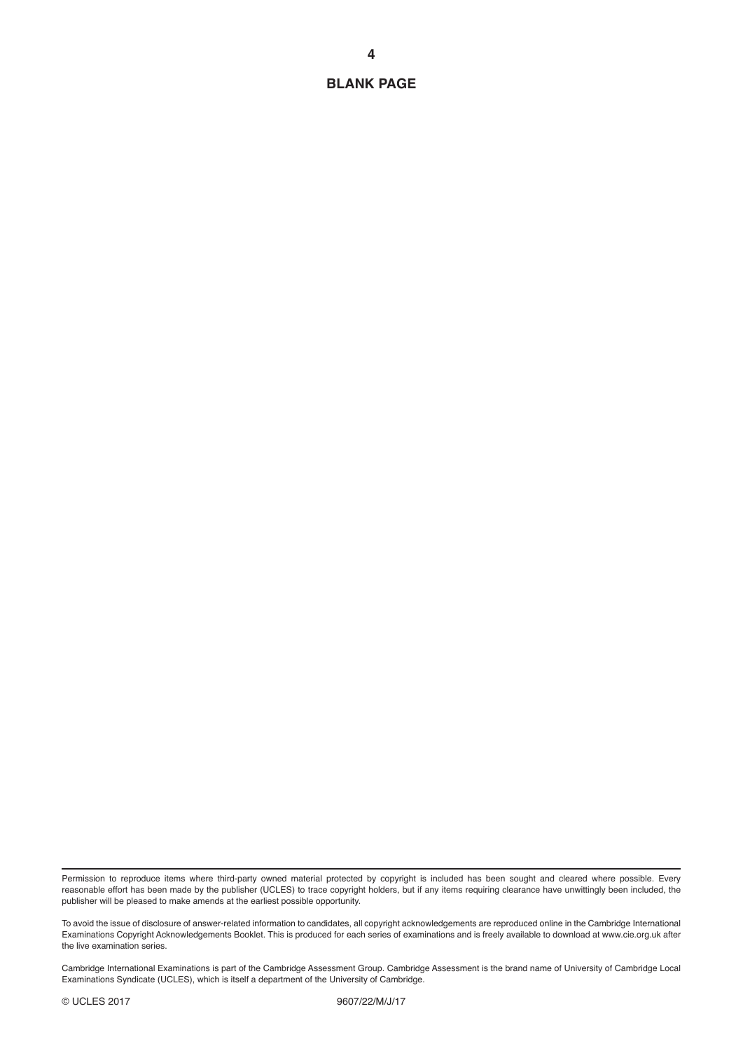**BLANK PAGE**

Permission to reproduce items where third-party owned material protected by copyright is included has been sought and cleared where possible. Every reasonable effort has been made by the publisher (UCLES) to trace copyright holders, but if any items requiring clearance have unwittingly been included, the publisher will be pleased to make amends at the earliest possible opportunity.

To avoid the issue of disclosure of answer-related information to candidates, all copyright acknowledgements are reproduced online in the Cambridge International Examinations Copyright Acknowledgements Booklet. This is produced for each series of examinations and is freely available to download at www.cie.org.uk after the live examination series.

Cambridge International Examinations is part of the Cambridge Assessment Group. Cambridge Assessment is the brand name of University of Cambridge Local Examinations Syndicate (UCLES), which is itself a department of the University of Cambridge.

© UCLES 2017 9607/22/M/J/17